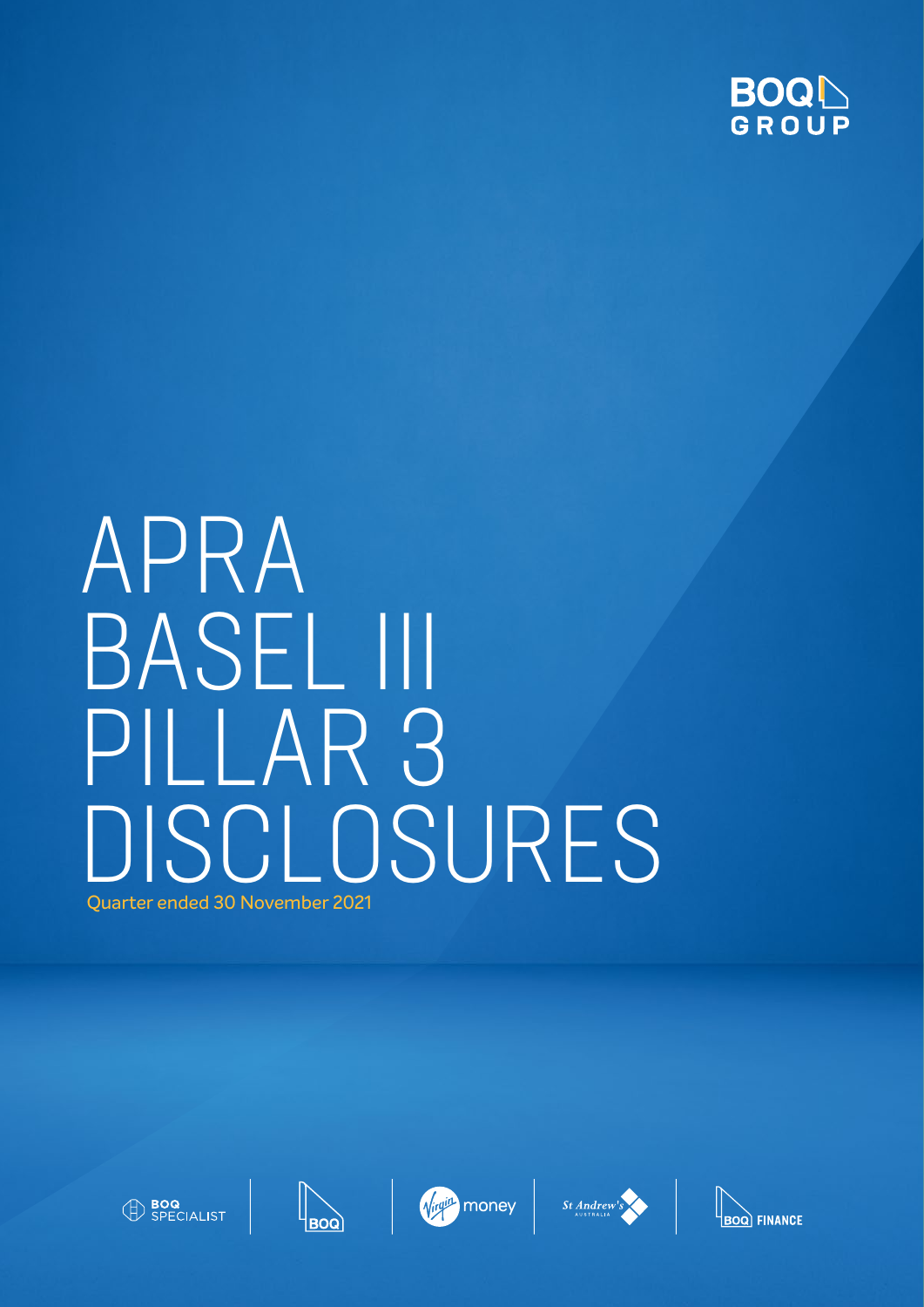BOQ GROUP

# APRA BASEL III PILLAR 3 DISCLOSURES

Quarter ended 30 November 2021

BOQ SPECIALIST | BOQ | Virgin money | St Andrew's AUSTRALIA | BOQ FINANCE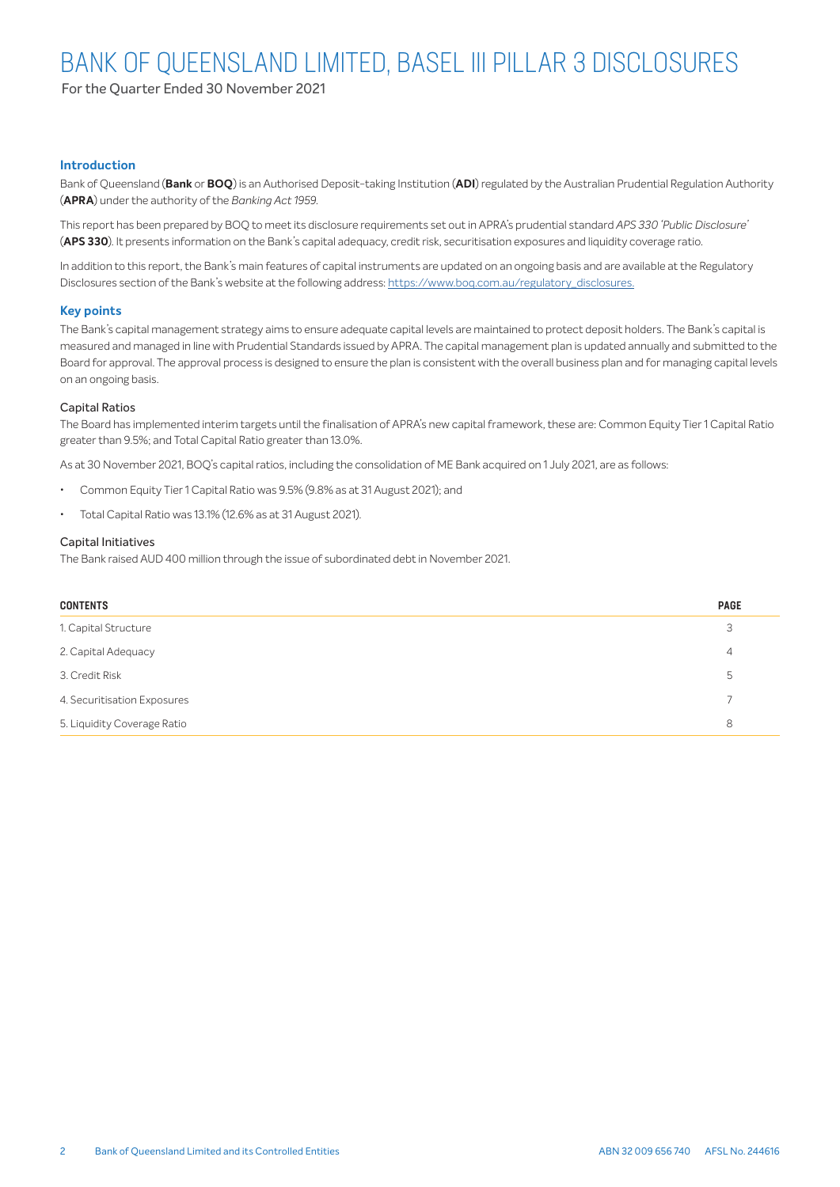# BANK OF QUEENSLAND LIMITED, BASEL III PILLAR 3 DISCLOSURES

For the Quarter Ended 30 November 2021

## Introduction

Bank of Queensland (**Bank** or **BOQ**) is an Authorised Deposit-taking Institution (**ADI**) regulated by the Australian Prudential Regulation Authority (**APRA**) under the authority of the *Banking Act 1959*.

This report has been prepared by BOQ to meet its disclosure requirements set out in APRA's prudential standard *APS 330 'Public Disclosure'* (**APS 330**). It presents information on the Bank's capital adequacy, credit risk, securitisation exposures and liquidity coverage ratio.

In addition to this report, the Bank's main features of capital instruments are updated on an ongoing basis and are available at the Regulatory Disclosures section of the Bank's website at the following address: https://www.boq.com.au/regulatory_disclosures.

## Key points

The Bank's capital management strategy aims to ensure adequate capital levels are maintained to protect deposit holders. The Bank's capital is measured and managed in line with Prudential Standards issued by APRA. The capital management plan is updated annually and submitted to the Board for approval. The approval process is designed to ensure the plan is consistent with the overall business plan and for managing capital levels on an ongoing basis.

### Capital Ratios

The Board has implemented interim targets until the finalisation of APRA's new capital framework, these are: Common Equity Tier 1 Capital Ratio greater than 9.5%; and Total Capital Ratio greater than 13.0%.

As at 30 November 2021, BOQ's capital ratios, including the consolidation of ME Bank acquired on 1 July 2021, are as follows:

- Common Equity Tier 1 Capital Ratio was 9.5% (9.8% as at 31 August 2021); and
- Total Capital Ratio was 13.1% (12.6% as at 31 August 2021).

### Capital Initiatives

The Bank raised AUD 400 million through the issue of subordinated debt in November 2021.

| CONTENTS | PAGE |
|---|---|
| 1. Capital Structure | 3 |
| 2. Capital Adequacy | 4 |
| 3. Credit Risk | 5 |
| 4. Securitisation Exposures | 7 |
| 5. Liquidity Coverage Ratio | 8 |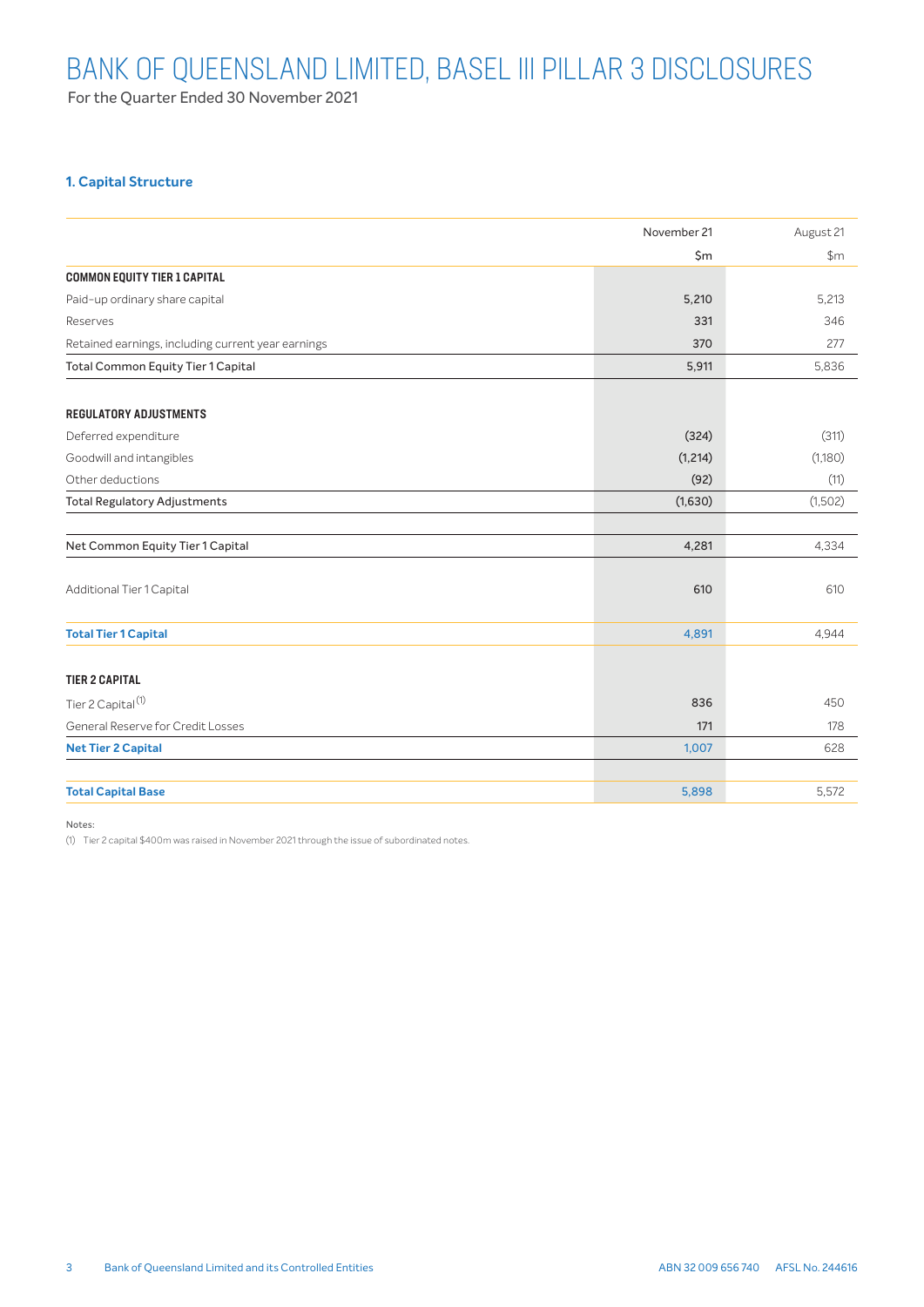# BANK OF QUEENSLAND LIMITED, BASEL III PILLAR 3 DISCLOSURES

For the Quarter Ended 30 November 2021

### 1. Capital Structure

| | November 21 | August 21 |
|---|---|---|
| | $m | $m |
| **COMMON EQUITY TIER 1 CAPITAL** | | |
| Paid-up ordinary share capital | 5,210 | 5,213 |
| Reserves | 331 | 346 |
| Retained earnings, including current year earnings | 370 | 277 |
| Total Common Equity Tier 1 Capital | 5,911 | 5,836 |
| | | |
| **REGULATORY ADJUSTMENTS** | | |
| Deferred expenditure | (324) | (311) |
| Goodwill and intangibles | (1,214) | (1,180) |
| Other deductions | (92) | (11) |
| Total Regulatory Adjustments | (1,630) | (1,502) |
| | | |
| Net Common Equity Tier 1 Capital | 4,281 | 4,334 |
| | | |
| Additional Tier 1 Capital | 610 | 610 |
| | | |
| **Total Tier 1 Capital** | **4,891** | **4,944** |
| | | |
| **TIER 2 CAPITAL** | | |
| Tier 2 Capital [1] | 836 | 450 |
| General Reserve for Credit Losses | 171 | 178 |
| **Net Tier 2 Capital** | **1,007** | **628** |
| | | |
| **Total Capital Base** | **5,898** | **5,572** |

Notes:

(1) Tier 2 capital $400m was raised in November 2021 through the issue of subordinated notes.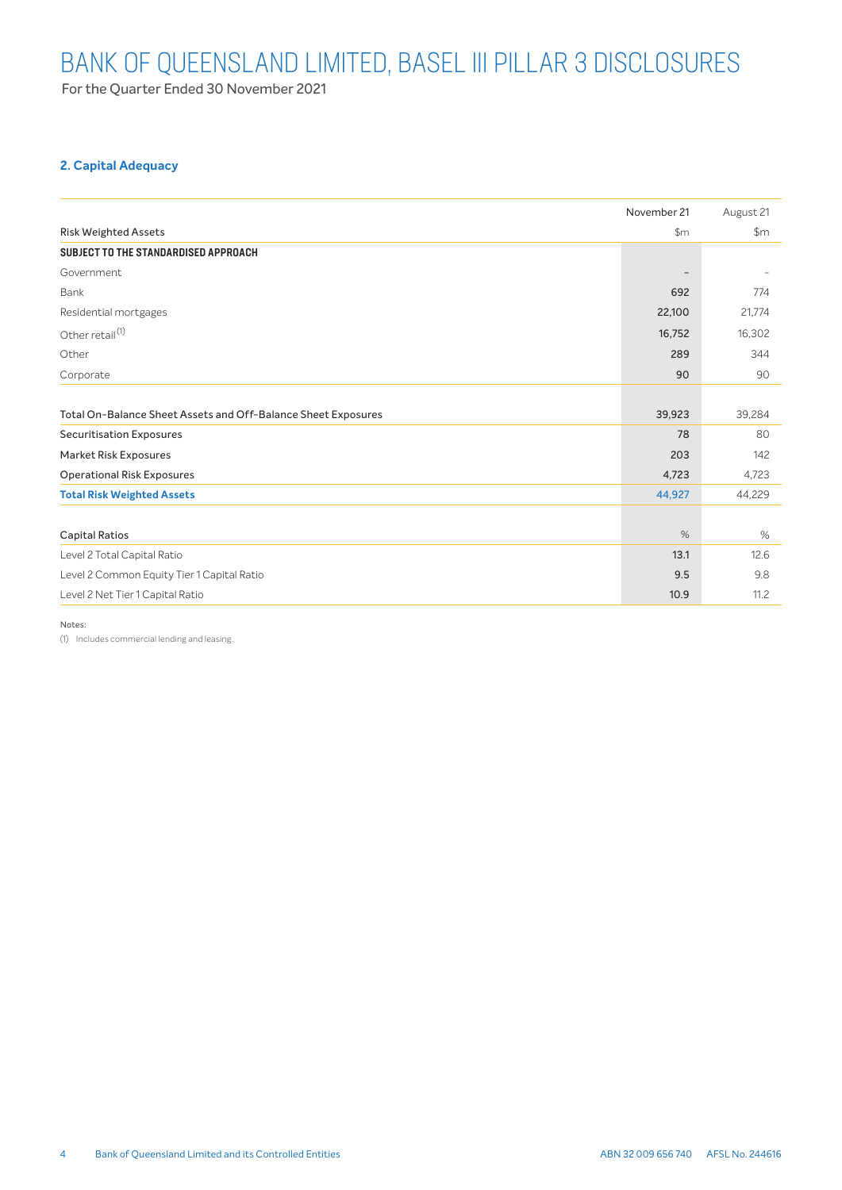# BANK OF QUEENSLAND LIMITED, BASEL III PILLAR 3 DISCLOSURES

For the Quarter Ended 30 November 2021

## 2. Capital Adequacy

| Risk Weighted Assets | November 21 $m | August 21 $m |
|---|---|---|
| **SUBJECT TO THE STANDARDISED APPROACH** | | |
| Government | – | – |
| Bank | 692 | 774 |
| Residential mortgages | 22,100 | 21,774 |
| Other retail [1] | 16,752 | 16,302 |
| Other | 289 | 344 |
| Corporate | 90 | 90 |
| Total On-Balance Sheet Assets and Off-Balance Sheet Exposures | 39,923 | 39,284 |
| Securitisation Exposures | 78 | 80 |
| Market Risk Exposures | 203 | 142 |
| Operational Risk Exposures | 4,723 | 4,723 |
| **Total Risk Weighted Assets** | **44,927** | **44,229** |

| Capital Ratios | % | % |
|---|---|---|
| Level 2 Total Capital Ratio | 13.1 | 12.6 |
| Level 2 Common Equity Tier 1 Capital Ratio | 9.5 | 9.8 |
| Level 2 Net Tier 1 Capital Ratio | 10.9 | 11.2 |

Notes:

(1) Includes commercial lending and leasing.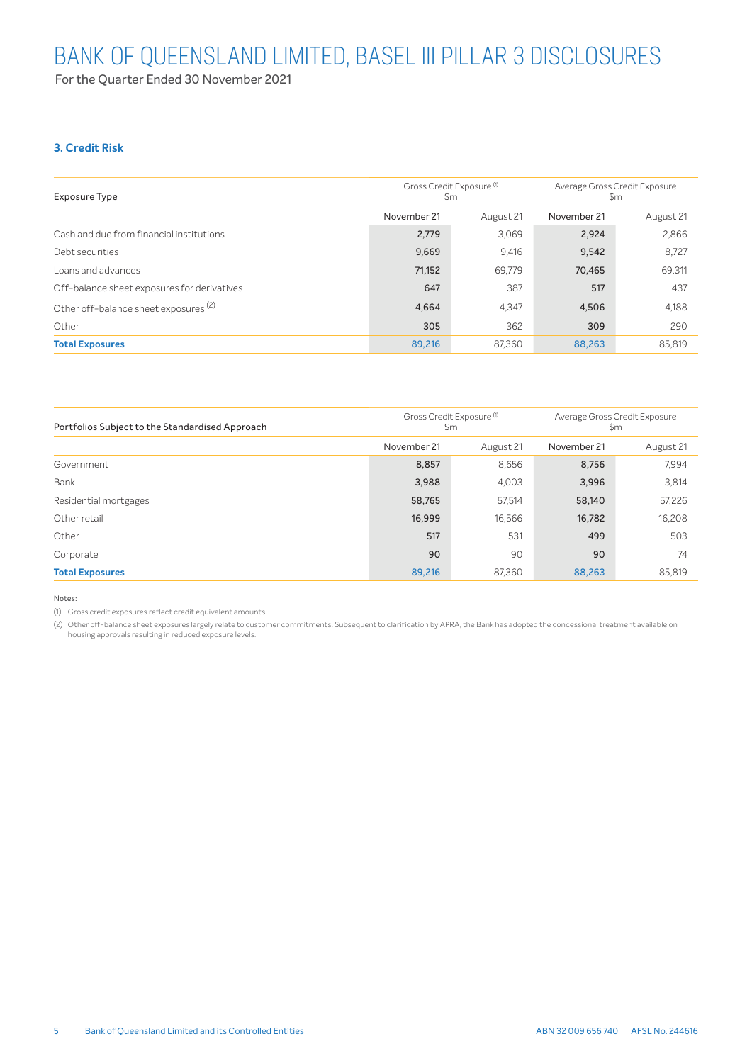### 3. Credit Risk

| Exposure Type | Gross Credit Exposure [1] $m | | Average Gross Credit Exposure $m | |
|---|---|---|---|---|
| | November 21 | August 21 | November 21 | August 21 |
| Cash and due from financial institutions | 2,779 | 3,069 | 2,924 | 2,866 |
| Debt securities | 9,669 | 9,416 | 9,542 | 8,727 |
| Loans and advances | 71,152 | 69,779 | 70,465 | 69,311 |
| Off-balance sheet exposures for derivatives | 647 | 387 | 517 | 437 |
| Other off-balance sheet exposures [2] | 4,664 | 4,347 | 4,506 | 4,188 |
| Other | 305 | 362 | 309 | 290 |
| **Total Exposures** | 89,216 | 87,360 | 88,263 | 85,819 |

| Portfolios Subject to the Standardised Approach | Gross Credit Exposure [1] $m | | Average Gross Credit Exposure $m | |
|---|---|---|---|---|
| | November 21 | August 21 | November 21 | August 21 |
| Government | 8,857 | 8,656 | 8,756 | 7,994 |
| Bank | 3,988 | 4,003 | 3,996 | 3,814 |
| Residential mortgages | 58,765 | 57,514 | 58,140 | 57,226 |
| Other retail | 16,999 | 16,566 | 16,782 | 16,208 |
| Other | 517 | 531 | 499 | 503 |
| Corporate | 90 | 90 | 90 | 74 |
| **Total Exposures** | 89,216 | 87,360 | 88,263 | 85,819 |

Notes:

(1) Gross credit exposures reflect credit equivalent amounts.

(2) Other off-balance sheet exposures largely relate to customer commitments. Subsequent to clarification by APRA, the Bank has adopted the concessional treatment available on housing approvals resulting in reduced exposure levels.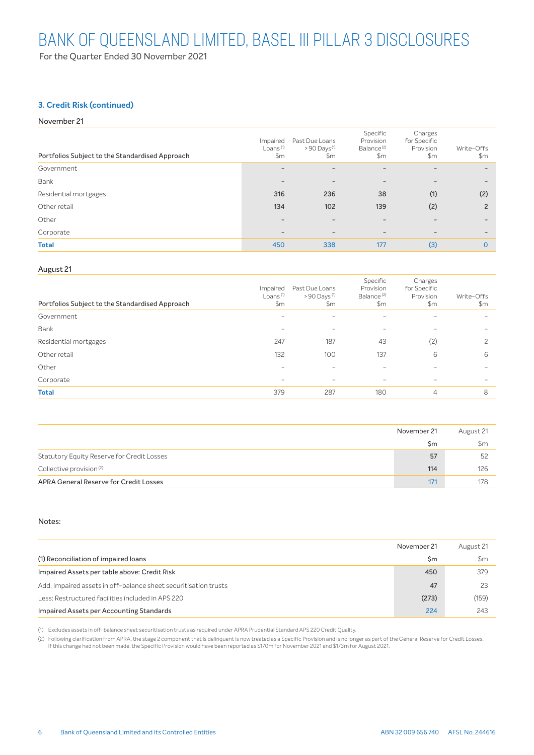### 3. Credit Risk (continued)

November 21

| Portfolios Subject to the Standardised Approach | Impaired Loans [(1)] $m | Past Due Loans > 90 Days [(1)] $m | Specific Provision Balance [(2)] $m | Charges for Specific Provision $m | Write-Offs $m |
|---|---|---|---|---|---|
| Government | – | – | – | – | – |
| Bank | – | – | – | – | – |
| Residential mortgages | 316 | 236 | 38 | (1) | (2) |
| Other retail | 134 | 102 | 139 | (2) | 2 |
| Other | – | – | – | – | – |
| Corporate | – | – | – | – | – |
| **Total** | 450 | 338 | 177 | (3) | 0 |

August 21

| Portfolios Subject to the Standardised Approach | Impaired Loans [(1)] $m | Past Due Loans > 90 Days [(1)] $m | Specific Provision Balance [(2)] $m | Charges for Specific Provision $m | Write-Offs $m |
|---|---|---|---|---|---|
| Government | – | – | – | – | – |
| Bank | – | – | – | – | – |
| Residential mortgages | 247 | 187 | 43 | (2) | 2 |
| Other retail | 132 | 100 | 137 | 6 | 6 |
| Other | – | – | – | – | – |
| Corporate | – | – | – | – | – |
| **Total** | 379 | 287 | 180 | 4 | 8 |

| | November 21 | August 21 |
|---|---|---|
| | $m | $m |
| Statutory Equity Reserve for Credit Losses | 57 | 52 |
| Collective provision [(2)] | 114 | 126 |
| APRA General Reserve for Credit Losses | 171 | 178 |

Notes:

| | November 21 | August 21 |
|---|---|---|
| (1) Reconciliation of impaired loans | $m | $m |
| Impaired Assets per table above: Credit Risk | 450 | 379 |
| Add: Impaired assets in off-balance sheet securitisation trusts | 47 | 23 |
| Less: Restructured facilities included in APS 220 | (273) | (159) |
| Impaired Assets per Accounting Standards | 224 | 243 |

(1) Excludes assets in off-balance sheet securitisation trusts as required under APRA Prudential Standard APS 220 Credit Quality.

(2) Following clarification from APRA, the stage 2 component that is delinquent is now treated as a Specific Provision and is no longer as part of the General Reserve for Credit Losses. If this change had not been made, the Specific Provision would have been reported as $170m for November 2021 and $173m for August 2021.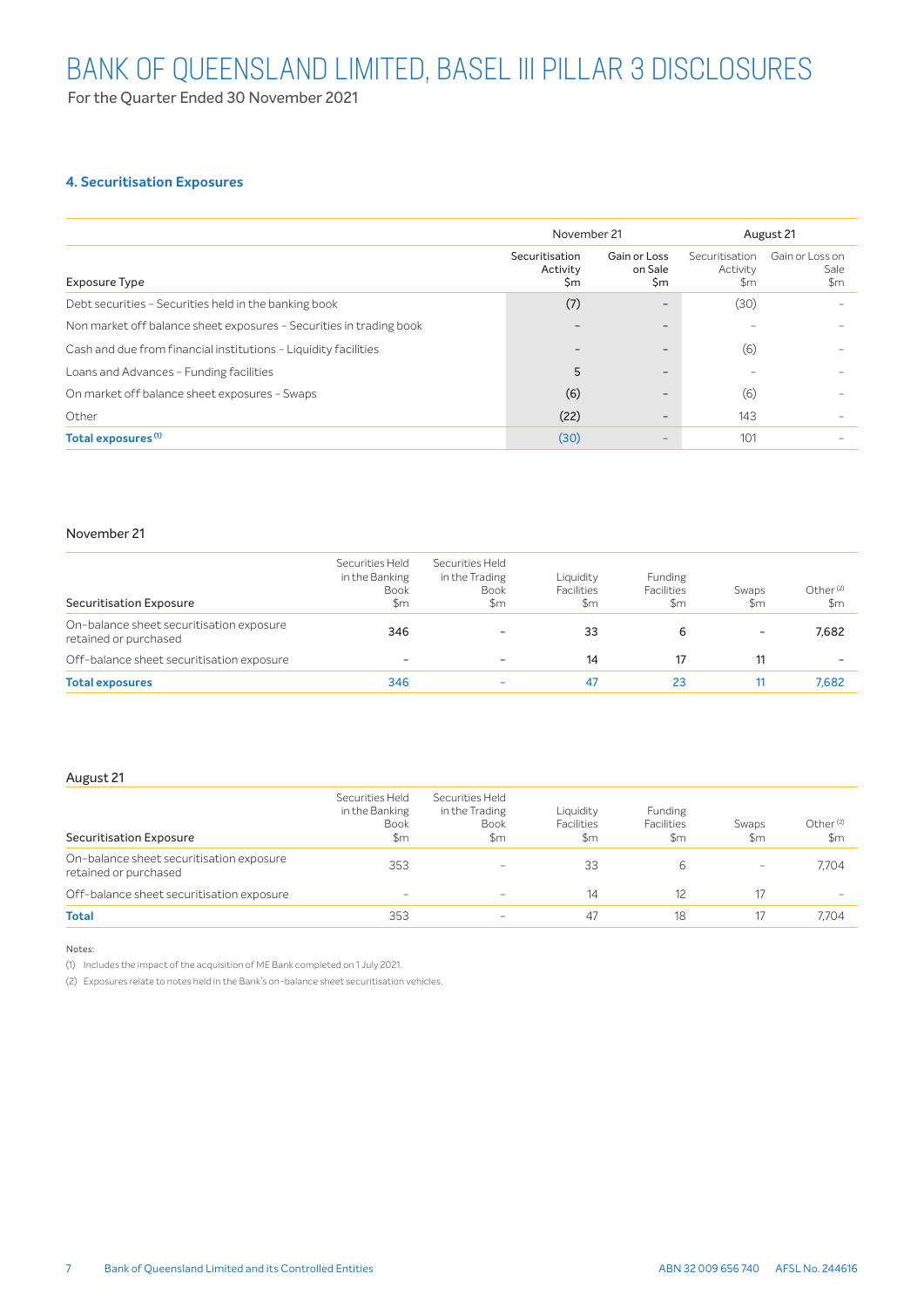## 4. Securitisation Exposures

| Exposure Type | November 21 | | August 21 | |
|---|---|---|---|---|
| | Securitisation Activity $m | Gain or Loss on Sale $m | Securitisation Activity $m | Gain or Loss on Sale $m |
| Debt securities - Securities held in the banking book | (7) | - | (30) | - |
| Non market off balance sheet exposures - Securities in trading book | - | - | - | - |
| Cash and due from financial institutions - Liquidity facilities | - | - | (6) | - |
| Loans and Advances - Funding facilities | 5 | - | - | - |
| On market off balance sheet exposures - Swaps | (6) | - | (6) | - |
| Other | (22) | - | 143 | - |
| **Total exposures [(1)]** | **(30)** | **-** | **101** | **-** |

November 21

| Securitisation Exposure | Securities Held in the Banking Book $m | Securities Held in the Trading Book $m | Liquidity Facilities $m | Funding Facilities $m | Swaps $m | Other [(2)] $m |
|---|---|---|---|---|---|---|
| On-balance sheet securitisation exposure retained or purchased | 346 | - | 33 | 6 | - | 7,682 |
| Off-balance sheet securitisation exposure | - | - | 14 | 17 | 11 | - |
| **Total exposures** | **346** | **-** | **47** | **23** | **11** | **7,682** |

August 21

| Securitisation Exposure | Securities Held in the Banking Book $m | Securities Held in the Trading Book $m | Liquidity Facilities $m | Funding Facilities $m | Swaps $m | Other [(2)] $m |
|---|---|---|---|---|---|---|
| On-balance sheet securitisation exposure retained or purchased | 353 | - | 33 | 6 | - | 7,704 |
| Off-balance sheet securitisation exposure | - | - | 14 | 12 | 17 | - |
| **Total** | 353 | - | 47 | 18 | 17 | 7,704 |

Notes:

(1) Includes the impact of the acquisition of ME Bank completed on 1 July 2021.

(2) Exposures relate to notes held in the Bank's on-balance sheet securitisation vehicles.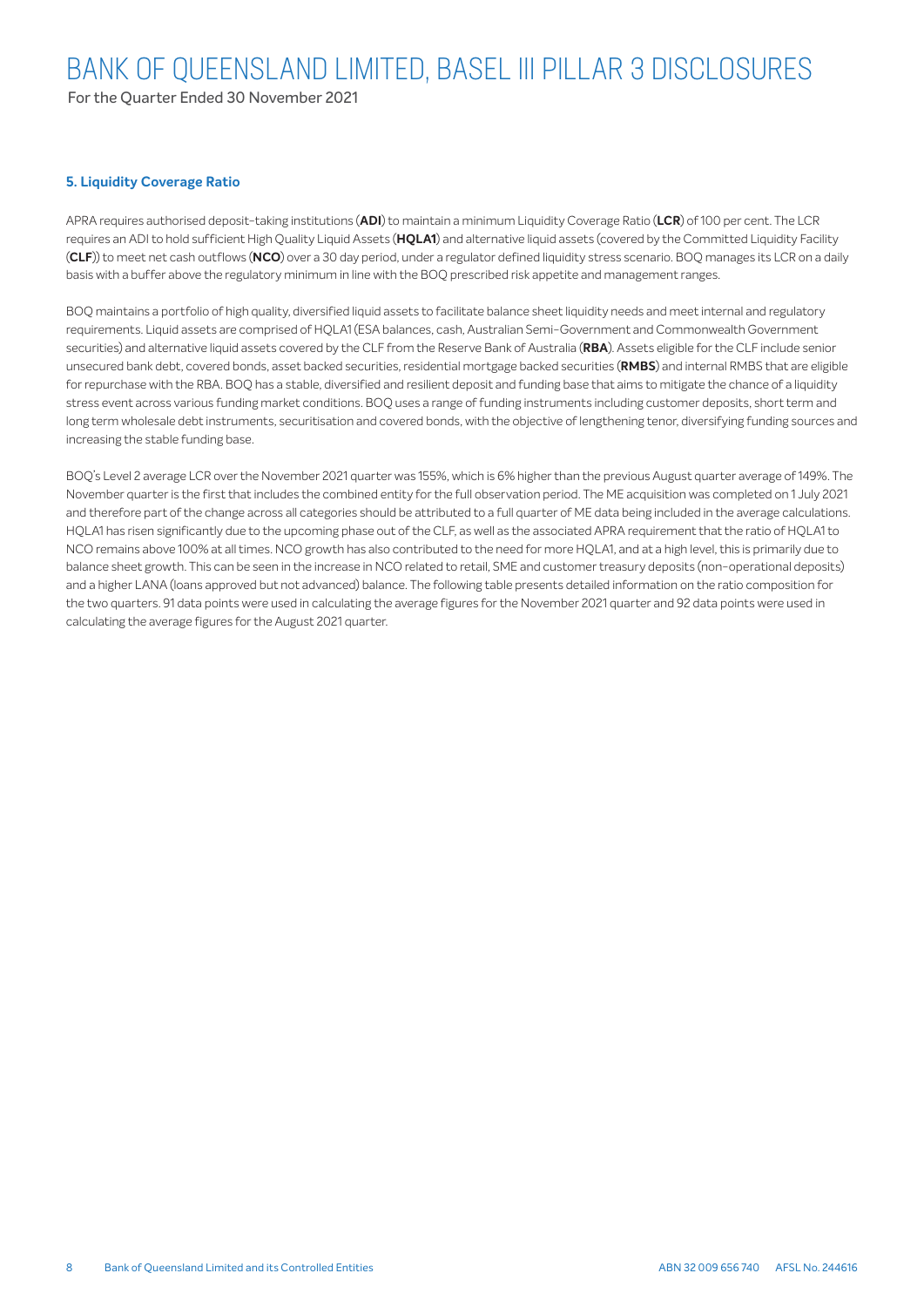## 5. Liquidity Coverage Ratio

APRA requires authorised deposit-taking institutions (**ADI**) to maintain a minimum Liquidity Coverage Ratio (**LCR**) of 100 per cent. The LCR requires an ADI to hold sufficient High Quality Liquid Assets (**HQLA1**) and alternative liquid assets (covered by the Committed Liquidity Facility (**CLF**)) to meet net cash outflows (**NCO**) over a 30 day period, under a regulator defined liquidity stress scenario. BOQ manages its LCR on a daily basis with a buffer above the regulatory minimum in line with the BOQ prescribed risk appetite and management ranges.

BOQ maintains a portfolio of high quality, diversified liquid assets to facilitate balance sheet liquidity needs and meet internal and regulatory requirements. Liquid assets are comprised of HQLA1 (ESA balances, cash, Australian Semi-Government and Commonwealth Government securities) and alternative liquid assets covered by the CLF from the Reserve Bank of Australia (**RBA**). Assets eligible for the CLF include senior unsecured bank debt, covered bonds, asset backed securities, residential mortgage backed securities (**RMBS**) and internal RMBS that are eligible for repurchase with the RBA. BOQ has a stable, diversified and resilient deposit and funding base that aims to mitigate the chance of a liquidity stress event across various funding market conditions. BOQ uses a range of funding instruments including customer deposits, short term and long term wholesale debt instruments, securitisation and covered bonds, with the objective of lengthening tenor, diversifying funding sources and increasing the stable funding base.

BOQ's Level 2 average LCR over the November 2021 quarter was 155%, which is 6% higher than the previous August quarter average of 149%. The November quarter is the first that includes the combined entity for the full observation period. The ME acquisition was completed on 1 July 2021 and therefore part of the change across all categories should be attributed to a full quarter of ME data being included in the average calculations. HQLA1 has risen significantly due to the upcoming phase out of the CLF, as well as the associated APRA requirement that the ratio of HQLA1 to NCO remains above 100% at all times. NCO growth has also contributed to the need for more HQLA1, and at a high level, this is primarily due to balance sheet growth. This can be seen in the increase in NCO related to retail, SME and customer treasury deposits (non-operational deposits) and a higher LANA (loans approved but not advanced) balance. The following table presents detailed information on the ratio composition for the two quarters. 91 data points were used in calculating the average figures for the November 2021 quarter and 92 data points were used in calculating the average figures for the August 2021 quarter.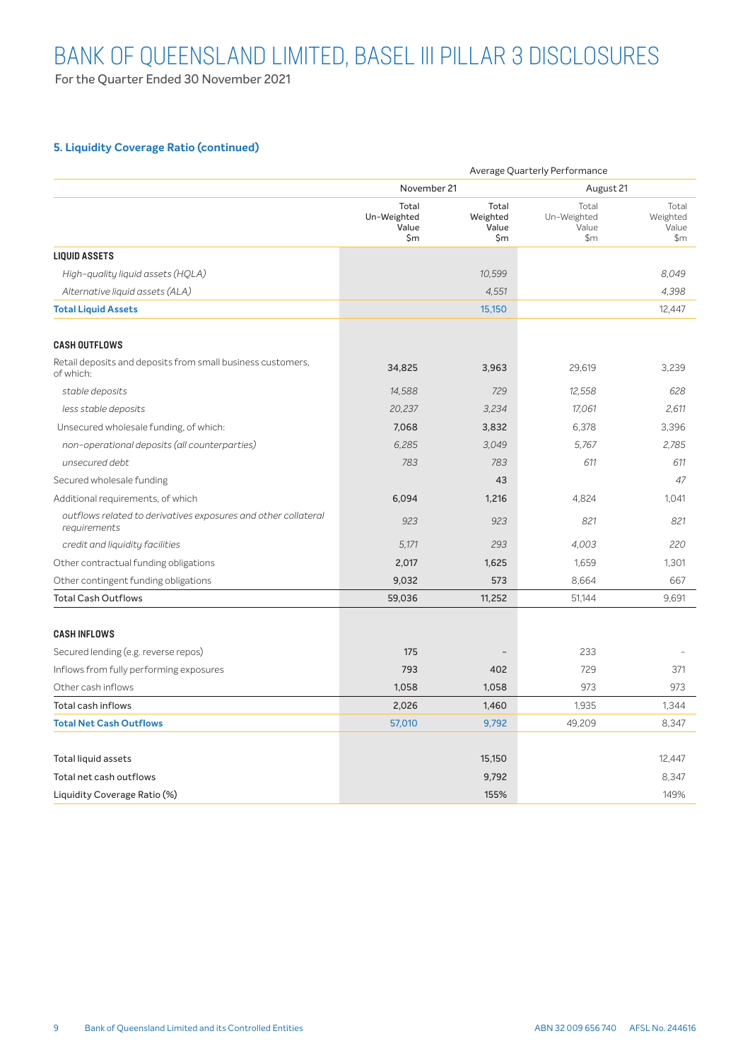# BANK OF QUEENSLAND LIMITED, BASEL III PILLAR 3 DISCLOSURES

For the Quarter Ended 30 November 2021

### 5. Liquidity Coverage Ratio (continued)

| | Average Quarterly Performance | | | |
|---|---|---|---|---|
| | November 21 | | August 21 | |
| | Total Un-Weighted Value $m | Total Weighted Value $m | Total Un-Weighted Value $m | Total Weighted Value $m |
| **LIQUID ASSETS** | | | | |
| *High-quality liquid assets (HQLA)* | | *10,599* | | *8,049* |
| *Alternative liquid assets (ALA)* | | *4,551* | | *4,398* |
| **Total Liquid Assets** | | 15,150 | | 12,447 |
| **CASH OUTFLOWS** | | | | |
| Retail deposits and deposits from small business customers, of which: | 34,825 | 3,963 | 29,619 | 3,239 |
| *stable deposits* | *14,588* | *729* | *12,558* | *628* |
| *less stable deposits* | *20,237* | *3,234* | *17,061* | *2,611* |
| Unsecured wholesale funding, of which: | 7,068 | 3,832 | 6,378 | 3,396 |
| *non-operational deposits (all counterparties)* | *6,285* | *3,049* | *5,767* | *2,785* |
| *unsecured debt* | *783* | *783* | *611* | *611* |
| Secured wholesale funding | | 43 | | 47 |
| Additional requirements, of which | 6,094 | 1,216 | 4,824 | 1,041 |
| *outflows related to derivatives exposures and other collateral requirements* | *923* | *923* | *821* | *821* |
| *credit and liquidity facilities* | *5,171* | *293* | *4,003* | *220* |
| Other contractual funding obligations | 2,017 | 1,625 | 1,659 | 1,301 |
| Other contingent funding obligations | 9,032 | 573 | 8,664 | 667 |
| Total Cash Outflows | 59,036 | 11,252 | 51,144 | 9,691 |
| **CASH INFLOWS** | | | | |
| Secured lending (e.g. reverse repos) | 175 | – | 233 | – |
| Inflows from fully performing exposures | 793 | 402 | 729 | 371 |
| Other cash inflows | 1,058 | 1,058 | 973 | 973 |
| Total cash inflows | 2,026 | 1,460 | 1,935 | 1,344 |
| **Total Net Cash Outflows** | 57,010 | 9,792 | 49,209 | 8,347 |
| Total liquid assets | | 15,150 | | 12,447 |
| Total net cash outflows | | 9,792 | | 8,347 |
| Liquidity Coverage Ratio (%) | | 155% | | 149% |

Bank of Queensland Limited and its Controlled Entities ABN 32 009 656 740 AFSL No. 244616